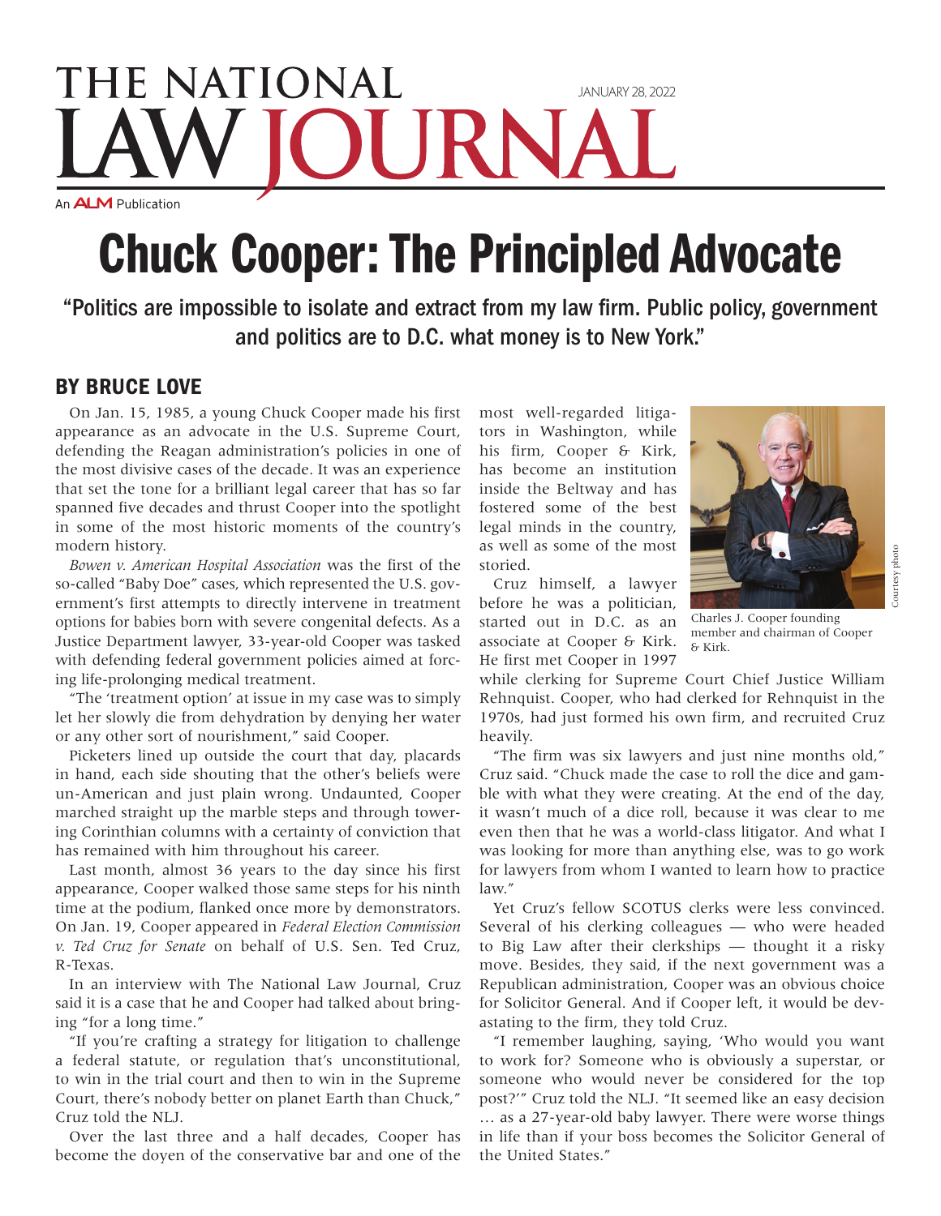# THE NATIONAL LAW JOURNAL

JANUARY 28, 2022

An ALM Publication

# Chuck Cooper: The Principled Advocate

## "Politics are impossible to isolate and extract from my law firm. Public policy, government and politics are to D.C. what money is to New York."

### BY BRUCE LOVE

On Jan. 15, 1985, a young Chuck Cooper made his first appearance as an advocate in the U.S. Supreme Court, defending the Reagan administration's policies in one of the most divisive cases of the decade. It was an experience that set the tone for a brilliant legal career that has so far spanned five decades and thrust Cooper into the spotlight in some of the most historic moments of the country's modern history.

*Bowen v. American Hospital Association* was the first of the so-called "Baby Doe" cases, which represented the U.S. government's first attempts to directly intervene in treatment options for babies born with severe congenital defects. As a Justice Department lawyer, 33-year-old Cooper was tasked with defending federal government policies aimed at forcing life-prolonging medical treatment.

"The 'treatment option' at issue in my case was to simply let her slowly die from dehydration by denying her water or any other sort of nourishment," said Cooper.

Picketers lined up outside the court that day, placards in hand, each side shouting that the other's beliefs were un-American and just plain wrong. Undaunted, Cooper marched straight up the marble steps and through towering Corinthian columns with a certainty of conviction that has remained with him throughout his career.

Last month, almost 36 years to the day since his first appearance, Cooper walked those same steps for his ninth time at the podium, flanked once more by demonstrators. On Jan. 19, Cooper appeared in *Federal Election Commission v. Ted Cruz for Senate* on behalf of U.S. Sen. Ted Cruz, R-Texas.

In an interview with The National Law Journal, Cruz said it is a case that he and Cooper had talked about bringing "for a long time."

"If you're crafting a strategy for litigation to challenge a federal statute, or regulation that's unconstitutional, to win in the trial court and then to win in the Supreme Court, there's nobody better on planet Earth than Chuck," Cruz told the NLJ.

Over the last three and a half decades, Cooper has become the doyen of the conservative bar and one of the most well-regarded litigators in Washington, while his firm, Cooper & Kirk, has become an institution inside the Beltway and has fostered some of the best legal minds in the country, as well as some of the most storied.

Charles J. Cooper founding member and chairman of Cooper & Kirk.

Courtesy photo

Cruz himself, a lawyer before he was a politician, started out in D.C. as an associate at Cooper & Kirk. He first met Cooper in 1997 while clerking for Supreme Court Chief Justice William Rehnquist. Cooper, who had clerked for Rehnquist in the 1970s, had just formed his own firm, and recruited Cruz heavily.

"The firm was six lawyers and just nine months old," Cruz said. "Chuck made the case to roll the dice and gamble with what they were creating. At the end of the day, it wasn't much of a dice roll, because it was clear to me even then that he was a world-class litigator. And what I was looking for more than anything else, was to go work for lawyers from whom I wanted to learn how to practice law."

Yet Cruz's fellow SCOTUS clerks were less convinced. Several of his clerking colleagues — who were headed to Big Law after their clerkships — thought it a risky move. Besides, they said, if the next government was a Republican administration, Cooper was an obvious choice for Solicitor General. And if Cooper left, it would be devastating to the firm, they told Cruz.

"I remember laughing, saying, 'Who would you want to work for? Someone who is obviously a superstar, or someone who would never be considered for the top post?'" Cruz told the NLJ. "It seemed like an easy decision … as a 27-year-old baby lawyer. There were worse things in life than if your boss becomes the Solicitor General of the United States."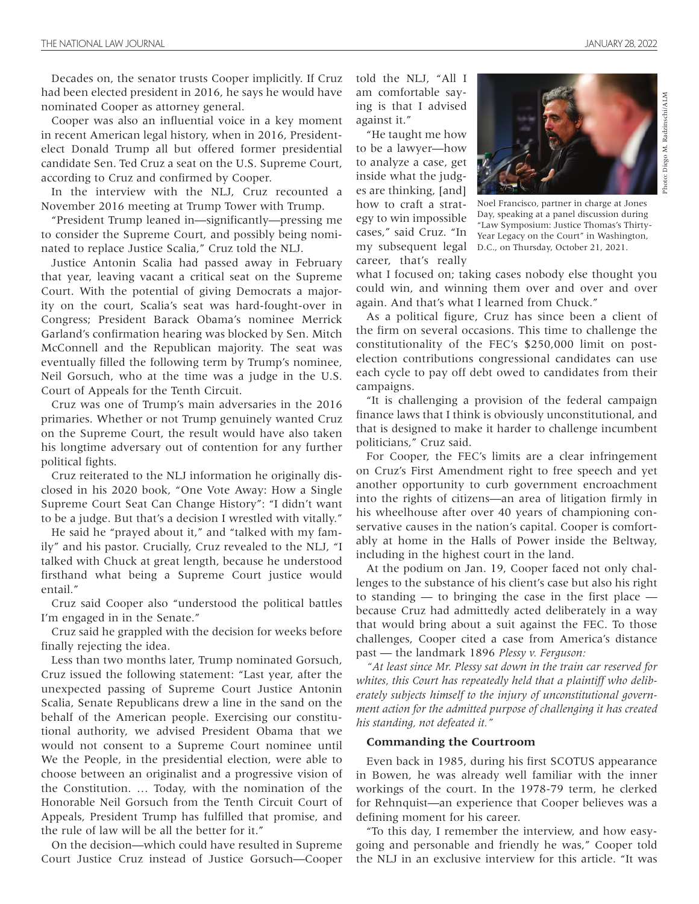Decades on, the senator trusts Cooper implicitly. If Cruz had been elected president in 2016, he says he would have nominated Cooper as attorney general.

Cooper was also an influential voice in a key moment in recent American legal history, when in 2016, President-elect Donald Trump all but offered former presidential candidate Sen. Ted Cruz a seat on the U.S. Supreme Court, according to Cruz and confirmed by Cooper.

In the interview with the NLJ, Cruz recounted a November 2016 meeting at Trump Tower with Trump.

"President Trump leaned in—significantly—pressing me to consider the Supreme Court, and possibly being nominated to replace Justice Scalia," Cruz told the NLJ.

Justice Antonin Scalia had passed away in February that year, leaving vacant a critical seat on the Supreme Court. With the potential of giving Democrats a majority on the court, Scalia's seat was hard-fought-over in Congress; President Barack Obama's nominee Merrick Garland's confirmation hearing was blocked by Sen. Mitch McConnell and the Republican majority. The seat was eventually filled the following term by Trump's nominee, Neil Gorsuch, who at the time was a judge in the U.S. Court of Appeals for the Tenth Circuit.

Cruz was one of Trump's main adversaries in the 2016 primaries. Whether or not Trump genuinely wanted Cruz on the Supreme Court, the result would have also taken his longtime adversary out of contention for any further political fights.

Cruz reiterated to the NLJ information he originally disclosed in his 2020 book, "One Vote Away: How a Single Supreme Court Seat Can Change History": "I didn't want to be a judge. But that's a decision I wrestled with vitally."

He said he "prayed about it," and "talked with my family" and his pastor. Crucially, Cruz revealed to the NLJ, "I talked with Chuck at great length, because he understood firsthand what being a Supreme Court justice would entail."

Cruz said Cooper also "understood the political battles I'm engaged in in the Senate."

Cruz said he grappled with the decision for weeks before finally rejecting the idea.

Less than two months later, Trump nominated Gorsuch, Cruz issued the following statement: "Last year, after the unexpected passing of Supreme Court Justice Antonin Scalia, Senate Republicans drew a line in the sand on the behalf of the American people. Exercising our constitutional authority, we advised President Obama that we would not consent to a Supreme Court nominee until We the People, in the presidential election, were able to choose between an originalist and a progressive vision of the Constitution. … Today, with the nomination of the Honorable Neil Gorsuch from the Tenth Circuit Court of Appeals, President Trump has fulfilled that promise, and the rule of law will be all the better for it."

On the decision—which could have resulted in Supreme Court Justice Cruz instead of Justice Gorsuch—Cooper told the NLJ, "All I am comfortable saying is that I advised against it."

"He taught me how to be a lawyer—how to analyze a case, get inside what the judges are thinking, [and] how to craft a strategy to win impossible cases," said Cruz. "In my subsequent legal career, that's really what I focused on; taking cases nobody else thought you could win, and winning them over and over and over again. And that's what I learned from Chuck."

Photo: Diego M. Radzinschi/ALM

Noel Francisco, partner in charge at Jones Day, speaking at a panel discussion during "Law Symposium: Justice Thomas's Thirty-Year Legacy on the Court" in Washington, D.C., on Thursday, October 21, 2021.

As a political figure, Cruz has since been a client of the firm on several occasions. This time to challenge the constitutionality of the FEC's $250,000 limit on post-election contributions congressional candidates can use each cycle to pay off debt owed to candidates from their campaigns.

"It is challenging a provision of the federal campaign finance laws that I think is obviously unconstitutional, and that is designed to make it harder to challenge incumbent politicians," Cruz said.

For Cooper, the FEC's limits are a clear infringement on Cruz's First Amendment right to free speech and yet another opportunity to curb government encroachment into the rights of citizens—an area of litigation firmly in his wheelhouse after over 40 years of championing conservative causes in the nation's capital. Cooper is comfortably at home in the Halls of Power inside the Beltway, including in the highest court in the land.

At the podium on Jan. 19, Cooper faced not only challenges to the substance of his client's case but also his right to standing — to bringing the case in the first place — because Cruz had admittedly acted deliberately in a way that would bring about a suit against the FEC. To those challenges, Cooper cited a case from America's distance past — the landmark 1896 *Plessy v. Ferguson:*

*"At least since Mr. Plessy sat down in the train car reserved for whites, this Court has repeatedly held that a plaintiff who deliberately subjects himself to the injury of unconstitutional government action for the admitted purpose of challenging it has created his standing, not defeated it."*

### Commanding the Courtroom

Even back in 1985, during his first SCOTUS appearance in Bowen, he was already well familiar with the inner workings of the court. In the 1978-79 term, he clerked for Rehnquist—an experience that Cooper believes was a defining moment for his career.

"To this day, I remember the interview, and how easy-going and personable and friendly he was," Cooper told the NLJ in an exclusive interview for this article. "It was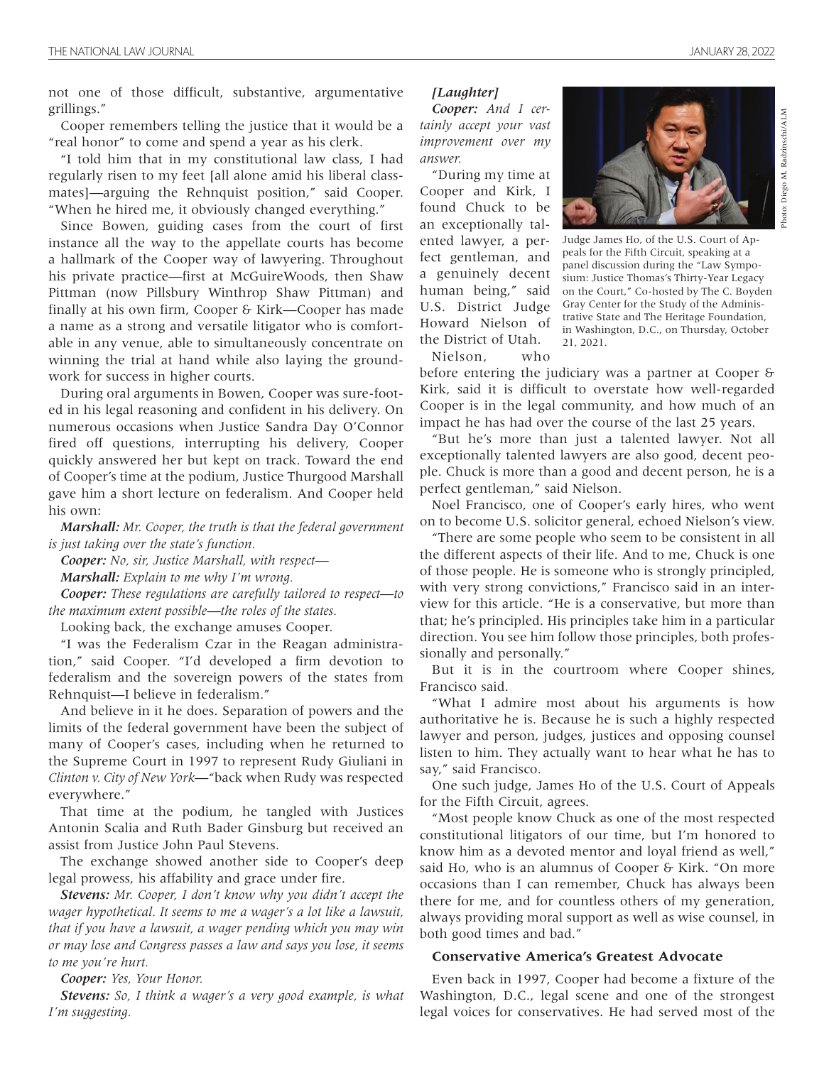not one of those difficult, substantive, argumentative grillings."

Cooper remembers telling the justice that it would be a "real honor" to come and spend a year as his clerk.

"I told him that in my constitutional law class, I had regularly risen to my feet [all alone amid his liberal classmates]—arguing the Rehnquist position," said Cooper. "When he hired me, it obviously changed everything."

Since Bowen, guiding cases from the court of first instance all the way to the appellate courts has become a hallmark of the Cooper way of lawyering. Throughout his private practice—first at McGuireWoods, then Shaw Pittman (now Pillsbury Winthrop Shaw Pittman) and finally at his own firm, Cooper & Kirk—Cooper has made a name as a strong and versatile litigator who is comfortable in any venue, able to simultaneously concentrate on winning the trial at hand while also laying the groundwork for success in higher courts.

During oral arguments in Bowen, Cooper was sure-footed in his legal reasoning and confident in his delivery. On numerous occasions when Justice Sandra Day O'Connor fired off questions, interrupting his delivery, Cooper quickly answered her but kept on track. Toward the end of Cooper's time at the podium, Justice Thurgood Marshall gave him a short lecture on federalism. And Cooper held his own:

***Marshall:*** *Mr. Cooper, the truth is that the federal government is just taking over the state's function.*

***Cooper:*** *No, sir, Justice Marshall, with respect—*

***Marshall:*** *Explain to me why I'm wrong.*

***Cooper:*** *These regulations are carefully tailored to respect—to the maximum extent possible—the roles of the states.*

Looking back, the exchange amuses Cooper.

"I was the Federalism Czar in the Reagan administration," said Cooper. "I'd developed a firm devotion to federalism and the sovereign powers of the states from Rehnquist—I believe in federalism."

And believe in it he does. Separation of powers and the limits of the federal government have been the subject of many of Cooper's cases, including when he returned to the Supreme Court in 1997 to represent Rudy Giuliani in *Clinton v. City of New York*—"back when Rudy was respected everywhere."

That time at the podium, he tangled with Justices Antonin Scalia and Ruth Bader Ginsburg but received an assist from Justice John Paul Stevens.

The exchange showed another side to Cooper's deep legal prowess, his affability and grace under fire.

***Stevens:*** *Mr. Cooper, I don't know why you didn't accept the wager hypothetical. It seems to me a wager's a lot like a lawsuit, that if you have a lawsuit, a wager pending which you may win or may lose and Congress passes a law and says you lose, it seems to me you're hurt.*

***Cooper:*** *Yes, Your Honor.*

***Stevens:*** *So, I think a wager's a very good example, is what I'm suggesting.*

***[Laughter]***

***Cooper:*** *And I certainly accept your vast improvement over my answer.*

"During my time at Cooper and Kirk, I found Chuck to be an exceptionally talented lawyer, a perfect gentleman, and a genuinely decent human being," said U.S. District Judge Howard Nielson of the District of Utah.

Judge James Ho, of the U.S. Court of Appeals for the Fifth Circuit, speaking at a panel discussion during the "Law Symposium: Justice Thomas's Thirty-Year Legacy on the Court," Co-hosted by The C. Boyden Gray Center for the Study of the Administrative State and The Heritage Foundation, in Washington, D.C., on Thursday, October 21, 2021.

Photo: Diego M. Radzinschi/ALM

Nielson, who before entering the judiciary was a partner at Cooper & Kirk, said it is difficult to overstate how well-regarded Cooper is in the legal community, and how much of an impact he has had over the course of the last 25 years.

"But he's more than just a talented lawyer. Not all exceptionally talented lawyers are also good, decent people. Chuck is more than a good and decent person, he is a perfect gentleman," said Nielson.

Noel Francisco, one of Cooper's early hires, who went on to become U.S. solicitor general, echoed Nielson's view.

"There are some people who seem to be consistent in all the different aspects of their life. And to me, Chuck is one of those people. He is someone who is strongly principled, with very strong convictions," Francisco said in an interview for this article. "He is a conservative, but more than that; he's principled. His principles take him in a particular direction. You see him follow those principles, both professionally and personally."

But it is in the courtroom where Cooper shines, Francisco said.

"What I admire most about his arguments is how authoritative he is. Because he is such a highly respected lawyer and person, judges, justices and opposing counsel listen to him. They actually want to hear what he has to say," said Francisco.

One such judge, James Ho of the U.S. Court of Appeals for the Fifth Circuit, agrees.

"Most people know Chuck as one of the most respected constitutional litigators of our time, but I'm honored to know him as a devoted mentor and loyal friend as well," said Ho, who is an alumnus of Cooper & Kirk. "On more occasions than I can remember, Chuck has always been there for me, and for countless others of my generation, always providing moral support as well as wise counsel, in both good times and bad."

### Conservative America's Greatest Advocate

Even back in 1997, Cooper had become a fixture of the Washington, D.C., legal scene and one of the strongest legal voices for conservatives. He had served most of the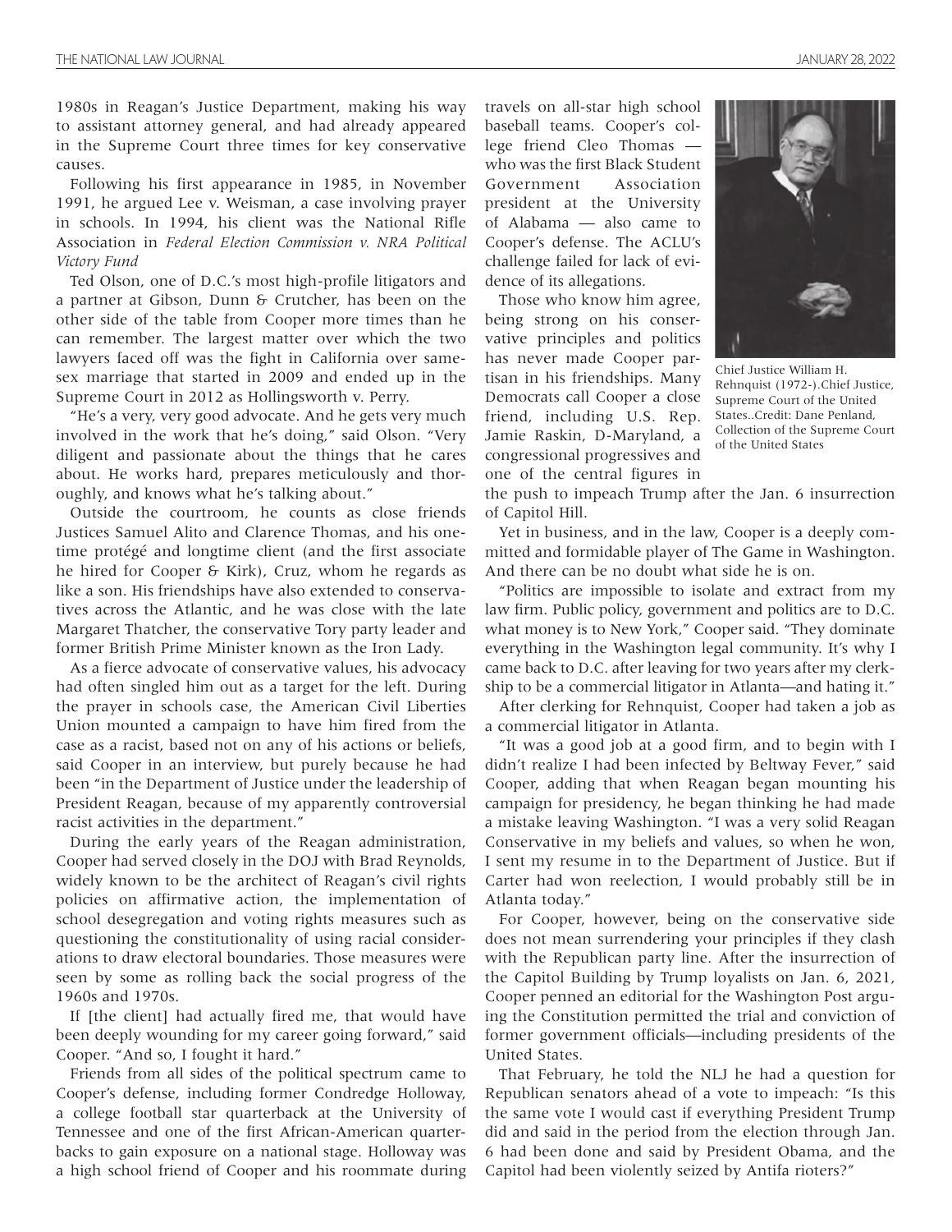1980s in Reagan's Justice Department, making his way to assistant attorney general, and had already appeared in the Supreme Court three times for key conservative causes.

Following his first appearance in 1985, in November 1991, he argued Lee v. Weisman, a case involving prayer in schools. In 1994, his client was the National Rifle Association in *Federal Election Commission v. NRA Political Victory Fund*

Ted Olson, one of D.C.'s most high-profile litigators and a partner at Gibson, Dunn & Crutcher, has been on the other side of the table from Cooper more times than he can remember. The largest matter over which the two lawyers faced off was the fight in California over same-sex marriage that started in 2009 and ended up in the Supreme Court in 2012 as Hollingsworth v. Perry.

"He's a very, very good advocate. And he gets very much involved in the work that he's doing," said Olson. "Very diligent and passionate about the things that he cares about. He works hard, prepares meticulously and thoroughly, and knows what he's talking about."

Outside the courtroom, he counts as close friends Justices Samuel Alito and Clarence Thomas, and his one-time protégé and longtime client (and the first associate he hired for Cooper & Kirk), Cruz, whom he regards as like a son. His friendships have also extended to conservatives across the Atlantic, and he was close with the late Margaret Thatcher, the conservative Tory party leader and former British Prime Minister known as the Iron Lady.

As a fierce advocate of conservative values, his advocacy had often singled him out as a target for the left. During the prayer in schools case, the American Civil Liberties Union mounted a campaign to have him fired from the case as a racist, based not on any of his actions or beliefs, said Cooper in an interview, but purely because he had been "in the Department of Justice under the leadership of President Reagan, because of my apparently controversial racist activities in the department."

During the early years of the Reagan administration, Cooper had served closely in the DOJ with Brad Reynolds, widely known to be the architect of Reagan's civil rights policies on affirmative action, the implementation of school desegregation and voting rights measures such as questioning the constitutionality of using racial considerations to draw electoral boundaries. Those measures were seen by some as rolling back the social progress of the 1960s and 1970s.

If [the client] had actually fired me, that would have been deeply wounding for my career going forward," said Cooper. "And so, I fought it hard."

Friends from all sides of the political spectrum came to Cooper's defense, including former Condredge Holloway, a college football star quarterback at the University of Tennessee and one of the first African-American quarterbacks to gain exposure on a national stage. Holloway was a high school friend of Cooper and his roommate during travels on all-star high school baseball teams. Cooper's college friend Cleo Thomas — who was the first Black Student Government Association president at the University of Alabama — also came to Cooper's defense. The ACLU's challenge failed for lack of evidence of its allegations.

Those who know him agree, being strong on his conservative principles and politics has never made Cooper partisan in his friendships. Many Democrats call Cooper a close friend, including U.S. Rep. Jamie Raskin, D-Maryland, a congressional progressives and one of the central figures in the push to impeach Trump after the Jan. 6 insurrection of Capitol Hill.

Chief Justice William H. Rehnquist (1972-).Chief Justice, Supreme Court of the United States..Credit: Dane Penland, Collection of the Supreme Court of the United States

Yet in business, and in the law, Cooper is a deeply committed and formidable player of The Game in Washington. And there can be no doubt what side he is on.

"Politics are impossible to isolate and extract from my law firm. Public policy, government and politics are to D.C. what money is to New York," Cooper said. "They dominate everything in the Washington legal community. It's why I came back to D.C. after leaving for two years after my clerkship to be a commercial litigator in Atlanta—and hating it."

After clerking for Rehnquist, Cooper had taken a job as a commercial litigator in Atlanta.

"It was a good job at a good firm, and to begin with I didn't realize I had been infected by Beltway Fever," said Cooper, adding that when Reagan began mounting his campaign for presidency, he began thinking he had made a mistake leaving Washington. "I was a very solid Reagan Conservative in my beliefs and values, so when he won, I sent my resume in to the Department of Justice. But if Carter had won reelection, I would probably still be in Atlanta today."

For Cooper, however, being on the conservative side does not mean surrendering your principles if they clash with the Republican party line. After the insurrection of the Capitol Building by Trump loyalists on Jan. 6, 2021, Cooper penned an editorial for the Washington Post arguing the Constitution permitted the trial and conviction of former government officials—including presidents of the United States.

That February, he told the NLJ he had a question for Republican senators ahead of a vote to impeach: "Is this the same vote I would cast if everything President Trump did and said in the period from the election through Jan. 6 had been done and said by President Obama, and the Capitol had been violently seized by Antifa rioters?"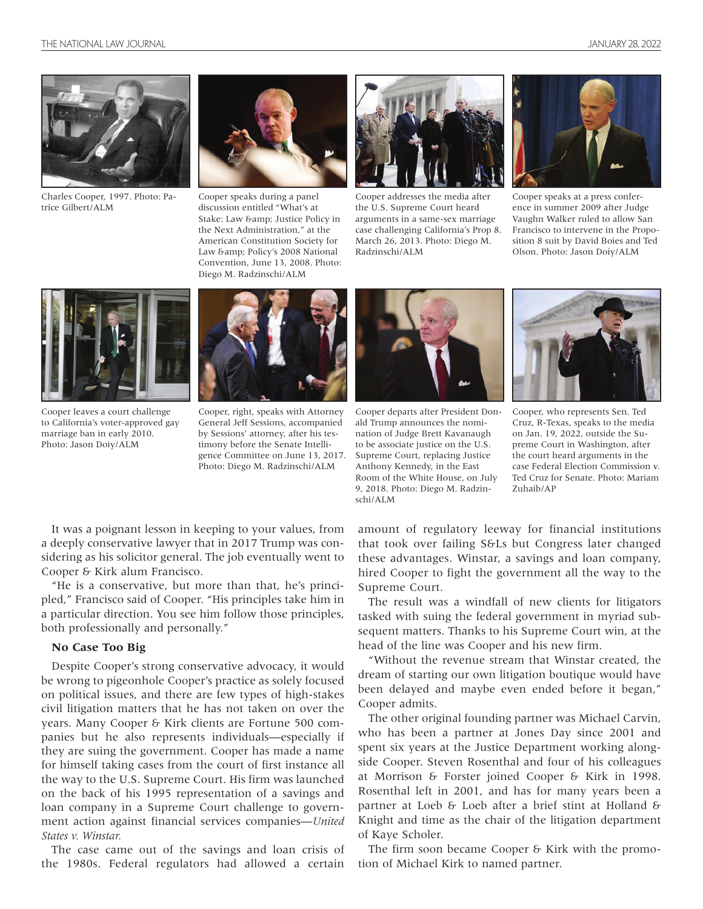Charles Cooper, 1997. Photo: Patrice Gilbert/ALM

Cooper speaks during a panel discussion entitled "What's at Stake: Law &amp; Justice Policy in the Next Administration," at the American Constitution Society for Law &amp; Policy's 2008 National Convention, June 13, 2008. Photo: Diego M. Radzinschi/ALM

Cooper addresses the media after the U.S. Supreme Court heard arguments in a same-sex marriage case challenging California's Prop 8. March 26, 2013. Photo: Diego M. Radzinschi/ALM

Cooper speaks at a press conference in summer 2009 after Judge Vaughn Walker ruled to allow San Francisco to intervene in the Proposition 8 suit by David Boies and Ted Olson. Photo: Jason Doiy/ALM

Cooper leaves a court challenge to California's voter-approved gay marriage ban in early 2010. Photo: Jason Doiy/ALM

Cooper, right, speaks with Attorney General Jeff Sessions, accompanied by Sessions' attorney, after his testimony before the Senate Intelligence Committee on June 13, 2017. Photo: Diego M. Radzinschi/ALM

Cooper departs after President Donald Trump announces the nomination of Judge Brett Kavanaugh to be associate justice on the U.S. Supreme Court, replacing Justice Anthony Kennedy, in the East Room of the White House, on July 9, 2018. Photo: Diego M. Radzinschi/ALM

Cooper, who represents Sen. Ted Cruz, R-Texas, speaks to the media on Jan. 19, 2022, outside the Supreme Court in Washington, after the court heard arguments in the case Federal Election Commission v. Ted Cruz for Senate. Photo: Mariam Zuhaib/AP

It was a poignant lesson in keeping to your values, from a deeply conservative lawyer that in 2017 Trump was considering as his solicitor general. The job eventually went to Cooper & Kirk alum Francisco.

"He is a conservative, but more than that, he's principled," Francisco said of Cooper. "His principles take him in a particular direction. You see him follow those principles, both professionally and personally."

### No Case Too Big

Despite Cooper's strong conservative advocacy, it would be wrong to pigeonhole Cooper's practice as solely focused on political issues, and there are few types of high-stakes civil litigation matters that he has not taken on over the years. Many Cooper & Kirk clients are Fortune 500 companies but he also represents individuals—especially if they are suing the government. Cooper has made a name for himself taking cases from the court of first instance all the way to the U.S. Supreme Court. His firm was launched on the back of his 1995 representation of a savings and loan company in a Supreme Court challenge to government action against financial services companies—*United States v. Winstar.*

The case came out of the savings and loan crisis of the 1980s. Federal regulators had allowed a certain amount of regulatory leeway for financial institutions that took over failing S&Ls but Congress later changed these advantages. Winstar, a savings and loan company, hired Cooper to fight the government all the way to the Supreme Court.

The result was a windfall of new clients for litigators tasked with suing the federal government in myriad subsequent matters. Thanks to his Supreme Court win, at the head of the line was Cooper and his new firm.

"Without the revenue stream that Winstar created, the dream of starting our own litigation boutique would have been delayed and maybe even ended before it began," Cooper admits.

The other original founding partner was Michael Carvin, who has been a partner at Jones Day since 2001 and spent six years at the Justice Department working alongside Cooper. Steven Rosenthal and four of his colleagues at Morrison & Forster joined Cooper & Kirk in 1998. Rosenthal left in 2001, and has for many years been a partner at Loeb & Loeb after a brief stint at Holland & Knight and time as the chair of the litigation department of Kaye Scholer.

The firm soon became Cooper & Kirk with the promotion of Michael Kirk to named partner.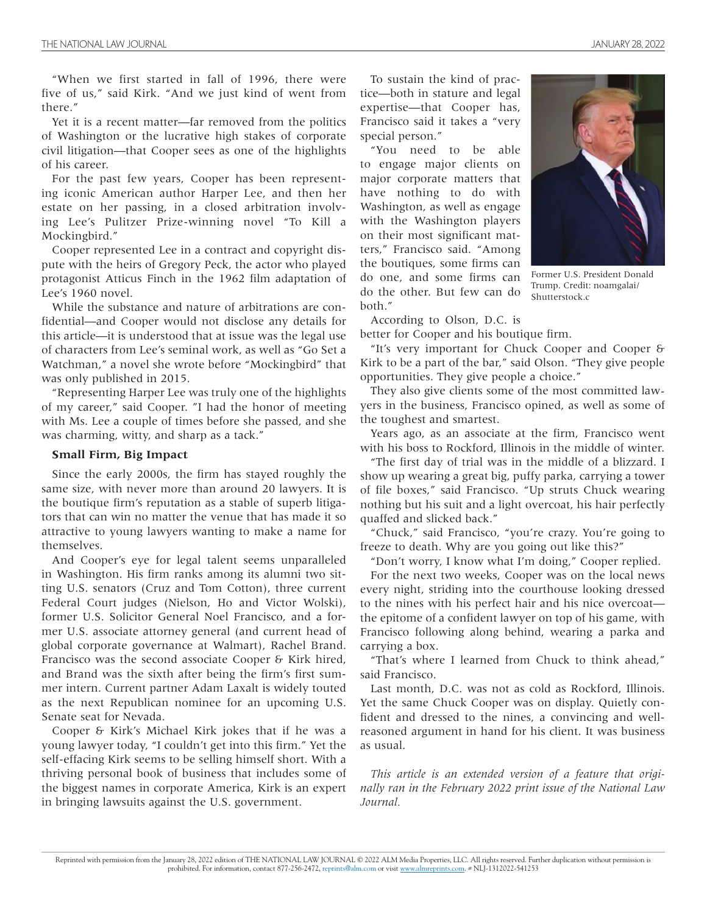"When we first started in fall of 1996, there were five of us," said Kirk. "And we just kind of went from there."

Yet it is a recent matter—far removed from the politics of Washington or the lucrative high stakes of corporate civil litigation—that Cooper sees as one of the highlights of his career.

For the past few years, Cooper has been representing iconic American author Harper Lee, and then her estate on her passing, in a closed arbitration involving Lee's Pulitzer Prize-winning novel "To Kill a Mockingbird."

Cooper represented Lee in a contract and copyright dispute with the heirs of Gregory Peck, the actor who played protagonist Atticus Finch in the 1962 film adaptation of Lee's 1960 novel.

While the substance and nature of arbitrations are confidential—and Cooper would not disclose any details for this article—it is understood that at issue was the legal use of characters from Lee's seminal work, as well as "Go Set a Watchman," a novel she wrote before "Mockingbird" that was only published in 2015.

"Representing Harper Lee was truly one of the highlights of my career," said Cooper. "I had the honor of meeting with Ms. Lee a couple of times before she passed, and she was charming, witty, and sharp as a tack."

**Small Firm, Big Impact**

Since the early 2000s, the firm has stayed roughly the same size, with never more than around 20 lawyers. It is the boutique firm's reputation as a stable of superb litigators that can win no matter the venue that has made it so attractive to young lawyers wanting to make a name for themselves.

And Cooper's eye for legal talent seems unparalleled in Washington. His firm ranks among its alumni two sitting U.S. senators (Cruz and Tom Cotton), three current Federal Court judges (Nielson, Ho and Victor Wolski), former U.S. Solicitor General Noel Francisco, and a former U.S. associate attorney general (and current head of global corporate governance at Walmart), Rachel Brand. Francisco was the second associate Cooper & Kirk hired, and Brand was the sixth after being the firm's first summer intern. Current partner Adam Laxalt is widely touted as the next Republican nominee for an upcoming U.S. Senate seat for Nevada.

Cooper & Kirk's Michael Kirk jokes that if he was a young lawyer today, "I couldn't get into this firm." Yet the self-effacing Kirk seems to be selling himself short. With a thriving personal book of business that includes some of the biggest names in corporate America, Kirk is an expert in bringing lawsuits against the U.S. government.

To sustain the kind of practice—both in stature and legal expertise—that Cooper has, Francisco said it takes a "very special person."

"You need to be able to engage major clients on major corporate matters that have nothing to do with Washington, as well as engage with the Washington players on their most significant matters," Francisco said. "Among the boutiques, some firms can do one, and some firms can do the other. But few can do both."

Former U.S. President Donald Trump. Credit: noamgalai/ Shutterstock.c

According to Olson, D.C. is better for Cooper and his boutique firm.

"It's very important for Chuck Cooper and Cooper & Kirk to be a part of the bar," said Olson. "They give people opportunities. They give people a choice."

They also give clients some of the most committed lawyers in the business, Francisco opined, as well as some of the toughest and smartest.

Years ago, as an associate at the firm, Francisco went with his boss to Rockford, Illinois in the middle of winter.

"The first day of trial was in the middle of a blizzard. I show up wearing a great big, puffy parka, carrying a tower of file boxes," said Francisco. "Up struts Chuck wearing nothing but his suit and a light overcoat, his hair perfectly quaffed and slicked back."

"Chuck," said Francisco, "you're crazy. You're going to freeze to death. Why are you going out like this?"

"Don't worry, I know what I'm doing," Cooper replied.

For the next two weeks, Cooper was on the local news every night, striding into the courthouse looking dressed to the nines with his perfect hair and his nice overcoat—the epitome of a confident lawyer on top of his game, with Francisco following along behind, wearing a parka and carrying a box.

"That's where I learned from Chuck to think ahead," said Francisco.

Last month, D.C. was not as cold as Rockford, Illinois. Yet the same Chuck Cooper was on display. Quietly confident and dressed to the nines, a convincing and well-reasoned argument in hand for his client. It was business as usual.

*This article is an extended version of a feature that originally ran in the February 2022 print issue of the National Law Journal.*

Reprinted with permission from the January 28, 2022 edition of THE NATIONAL LAW JOURNAL © 2022 ALM Media Properties, LLC. All rights reserved. Further duplication without permission is prohibited. For information, contact 877-256-2472, reprints@alm.com or visit www.almreprints.com. # NLJ-1312022-541253